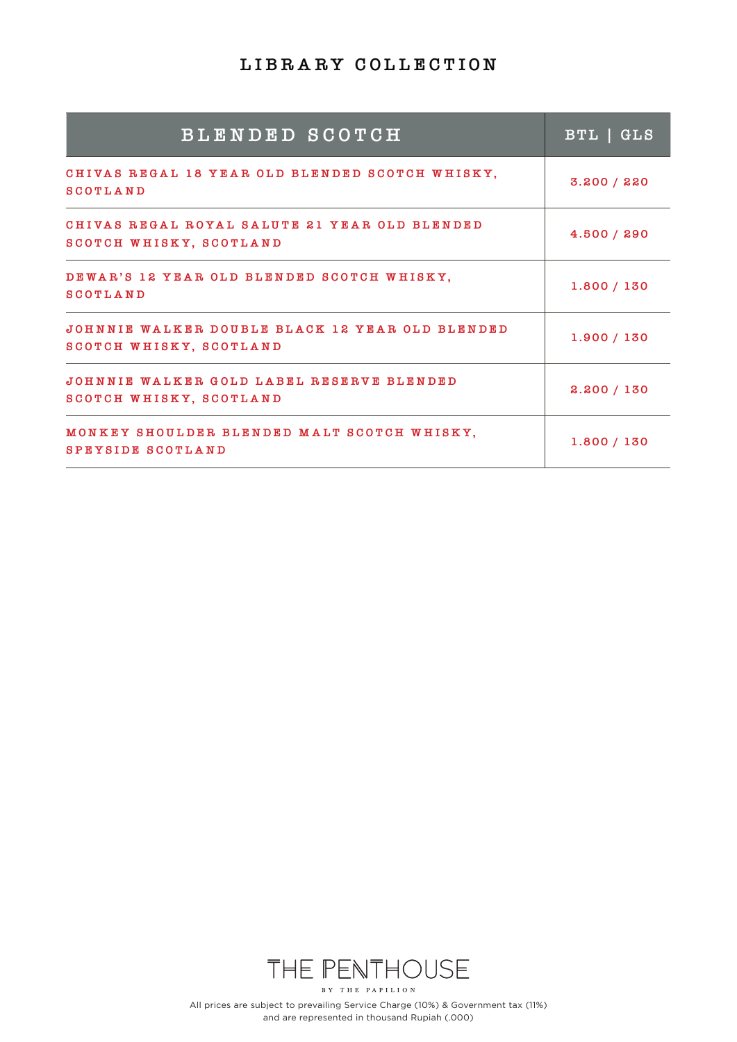# LIBRARY COLLECTION

| BLENDED SCOTCH | BTL \| GLS |
|---|---|
| CHIVAS REGAL 18 YEAR OLD BLENDED SCOTCH WHISKY, SCOTLAND | 3.200 / 220 |
| CHIVAS REGAL ROYAL SALUTE 21 YEAR OLD BLENDED SCOTCH WHISKY, SCOTLAND | 4.500 / 290 |
| DEWAR'S 12 YEAR OLD BLENDED SCOTCH WHISKY, SCOTLAND | 1.800 / 130 |
| JOHNNIE WALKER DOUBLE BLACK 12 YEAR OLD BLENDED SCOTCH WHISKY, SCOTLAND | 1.900 / 130 |
| JOHNNIE WALKER GOLD LABEL RESERVE BLENDED SCOTCH WHISKY, SCOTLAND | 2.200 / 130 |
| MONKEY SHOULDER BLENDED MALT SCOTCH WHISKY, SPEYSIDE SCOTLAND | 1.800 / 130 |

THE PENTHOUSE

BY THE PAPILION

All prices are subject to prevailing Service Charge (10%) & Government tax (11%) and are represented in thousand Rupiah (.000)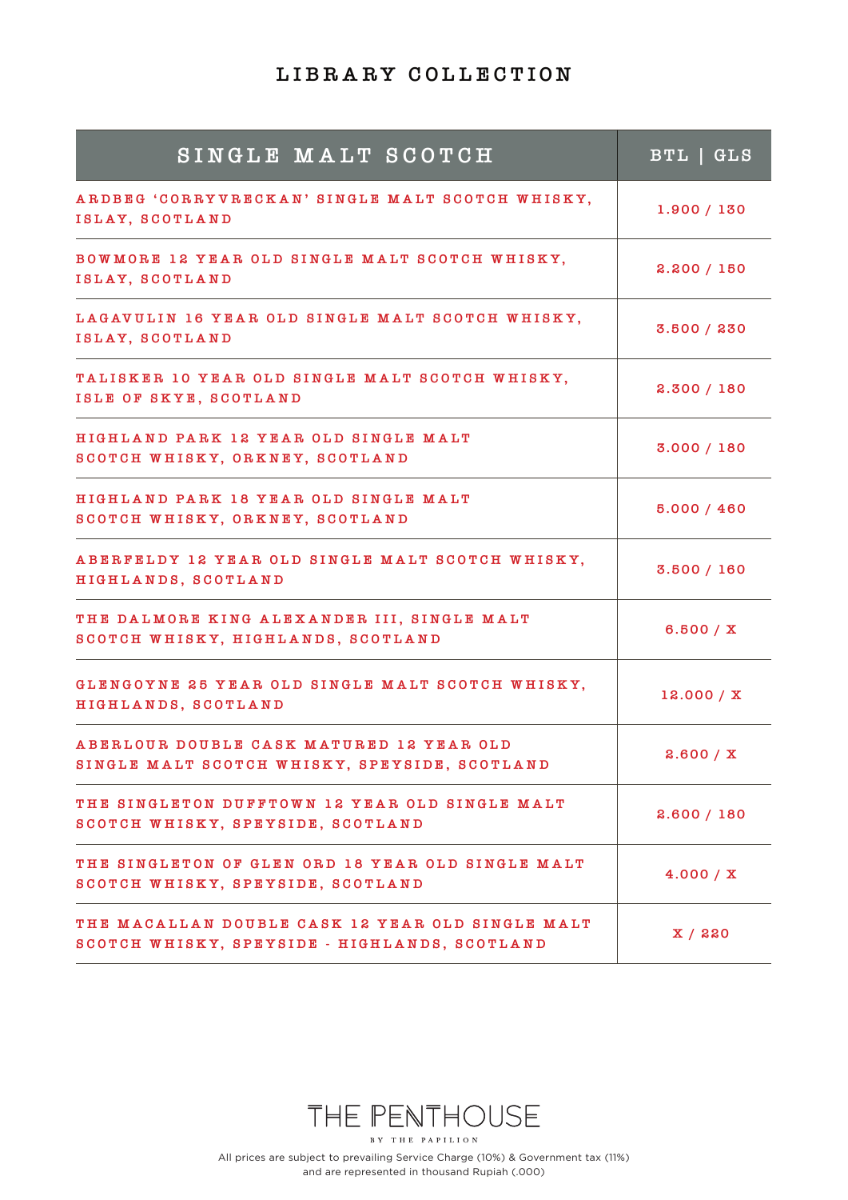# LIBRARY COLLECTION

| SINGLE MALT SCOTCH | BTL \| GLS |
|---|---|
| ARDBEG 'CORRYVRECKAN' SINGLE MALT SCOTCH WHISKY, ISLAY, SCOTLAND | 1.900 / 130 |
| BOWMORE 12 YEAR OLD SINGLE MALT SCOTCH WHISKY, ISLAY, SCOTLAND | 2.200 / 150 |
| LAGAVULIN 16 YEAR OLD SINGLE MALT SCOTCH WHISKY, ISLAY, SCOTLAND | 3.500 / 230 |
| TALISKER 10 YEAR OLD SINGLE MALT SCOTCH WHISKY, ISLE OF SKYE, SCOTLAND | 2.300 / 180 |
| HIGHLAND PARK 12 YEAR OLD SINGLE MALT SCOTCH WHISKY, ORKNEY, SCOTLAND | 3.000 / 180 |
| HIGHLAND PARK 18 YEAR OLD SINGLE MALT SCOTCH WHISKY, ORKNEY, SCOTLAND | 5.000 / 460 |
| ABERFELDY 12 YEAR OLD SINGLE MALT SCOTCH WHISKY, HIGHLANDS, SCOTLAND | 3.500 / 160 |
| THE DALMORE KING ALEXANDER III, SINGLE MALT SCOTCH WHISKY, HIGHLANDS, SCOTLAND | 6.500 / X |
| GLENGOYNE 25 YEAR OLD SINGLE MALT SCOTCH WHISKY, HIGHLANDS, SCOTLAND | 12.000 / X |
| ABERLOUR DOUBLE CASK MATURED 12 YEAR OLD SINGLE MALT SCOTCH WHISKY, SPEYSIDE, SCOTLAND | 2.600 / X |
| THE SINGLETON DUFFTOWN 12 YEAR OLD SINGLE MALT SCOTCH WHISKY, SPEYSIDE, SCOTLAND | 2.600 / 180 |
| THE SINGLETON OF GLEN ORD 18 YEAR OLD SINGLE MALT SCOTCH WHISKY, SPEYSIDE, SCOTLAND | 4.000 / X |
| THE MACALLAN DOUBLE CASK 12 YEAR OLD SINGLE MALT SCOTCH WHISKY, SPEYSIDE - HIGHLANDS, SCOTLAND | X / 220 |

THE PENTHOUSE
BY THE PAPILION

All prices are subject to prevailing Service Charge (10%) & Government tax (11%) and are represented in thousand Rupiah (.000)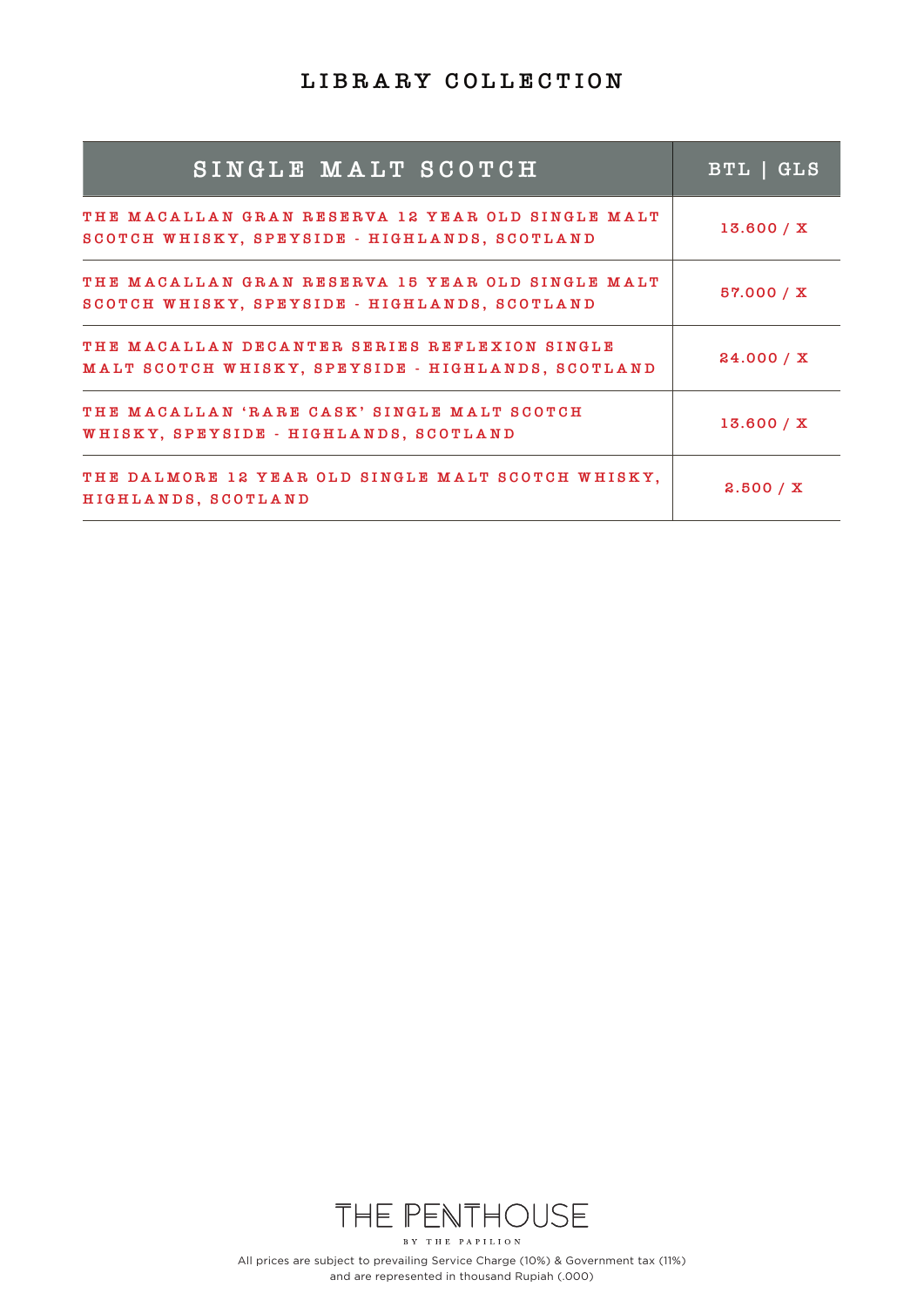# LIBRARY COLLECTION

| SINGLE MALT SCOTCH | BTL \| GLS |
|---|---|
| THE MACALLAN GRAN RESERVA 12 YEAR OLD SINGLE MALT SCOTCH WHISKY, SPEYSIDE - HIGHLANDS, SCOTLAND | 13.600 / X |
| THE MACALLAN GRAN RESERVA 15 YEAR OLD SINGLE MALT SCOTCH WHISKY, SPEYSIDE - HIGHLANDS, SCOTLAND | 57.000 / X |
| THE MACALLAN DECANTER SERIES REFLEXION SINGLE MALT SCOTCH WHISKY, SPEYSIDE - HIGHLANDS, SCOTLAND | 24.000 / X |
| THE MACALLAN 'RARE CASK' SINGLE MALT SCOTCH WHISKY, SPEYSIDE - HIGHLANDS, SCOTLAND | 13.600 / X |
| THE DALMORE 12 YEAR OLD SINGLE MALT SCOTCH WHISKY, HIGHLANDS, SCOTLAND | 2.500 / X |

THE PENTHOUSE

BY THE PAPILION

All prices are subject to prevailing Service Charge (10%) & Government tax (11%) and are represented in thousand Rupiah (.000)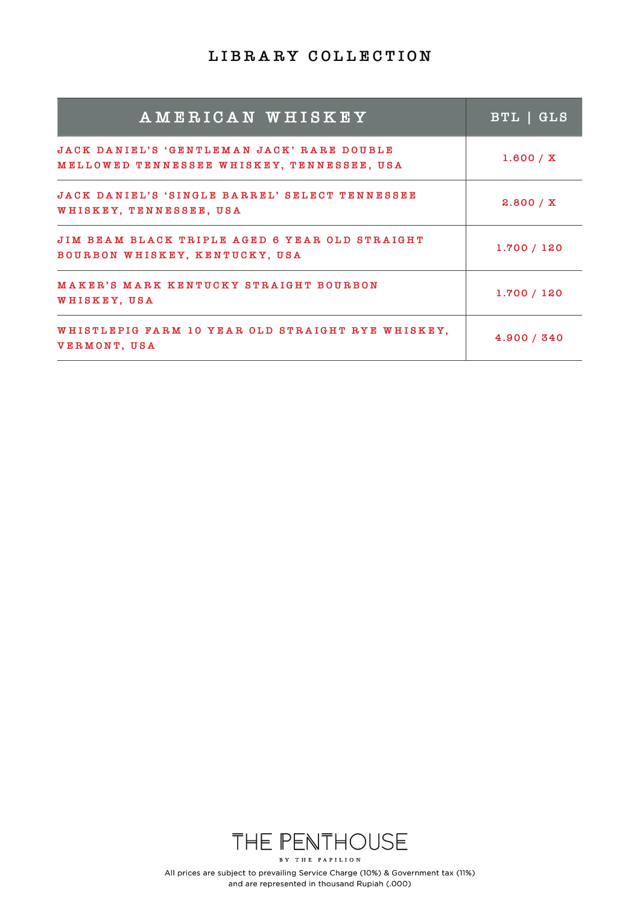# LIBRARY COLLECTION

| AMERICAN WHISKEY | BTL \| GLS |
|---|---|
| JACK DANIEL'S 'GENTLEMAN JACK' RARE DOUBLE MELLOWED TENNESSEE WHISKEY, TENNESSEE, USA | 1.600 / X |
| JACK DANIEL'S 'SINGLE BARREL' SELECT TENNESSEE WHISKEY, TENNESSEE, USA | 2.800 / X |
| JIM BEAM BLACK TRIPLE AGED 6 YEAR OLD STRAIGHT BOURBON WHISKEY, KENTUCKY, USA | 1.700 / 120 |
| MAKER'S MARK KENTUCKY STRAIGHT BOURBON WHISKEY, USA | 1.700 / 120 |
| WHISTLEPIG FARM 10 YEAR OLD STRAIGHT RYE WHISKEY, VERMONT, USA | 4.900 / 340 |

THE PENTHOUSE
BY THE PAPILION

All prices are subject to prevailing Service Charge (10%) & Government tax (11%) and are represented in thousand Rupiah (.000)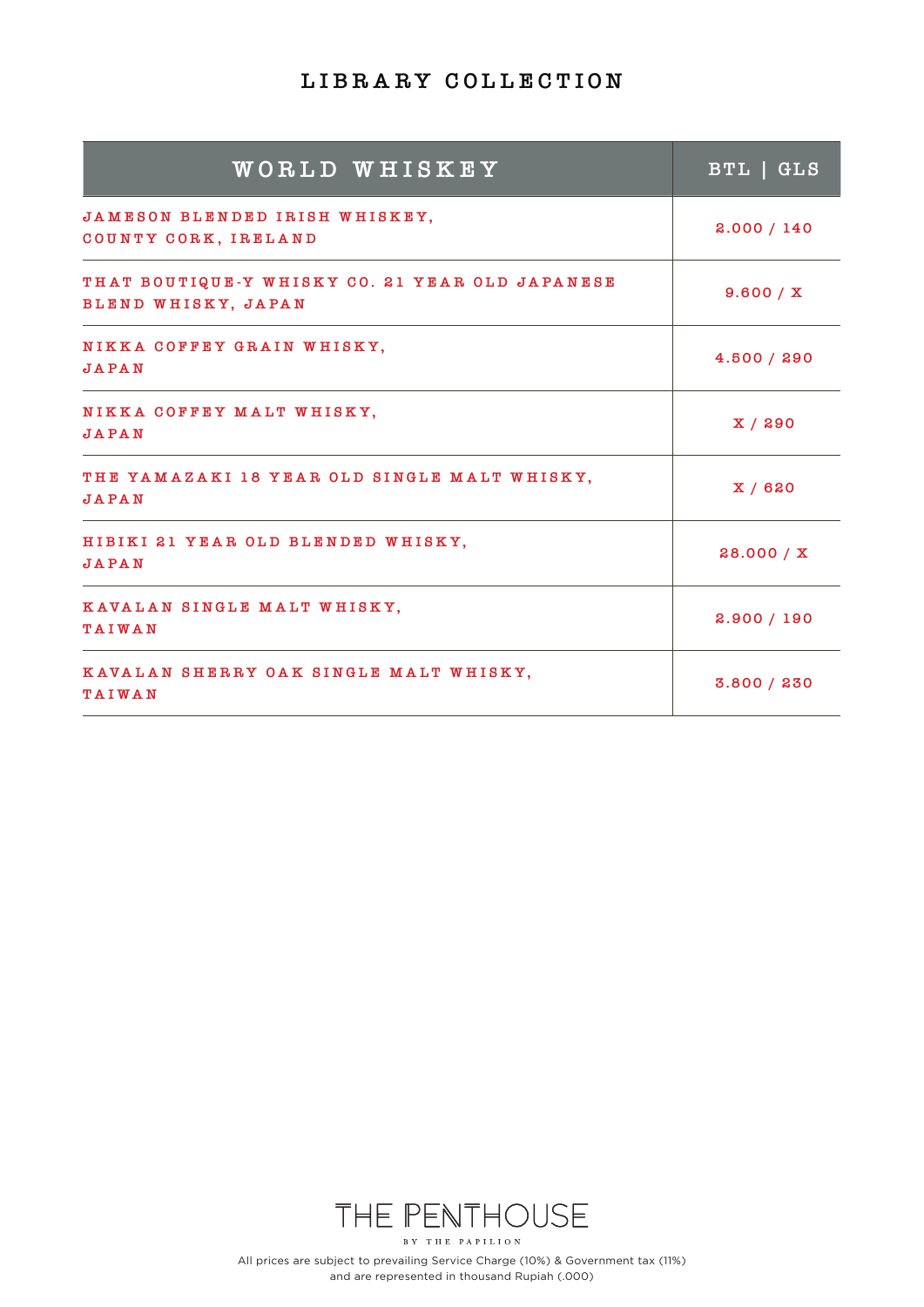# LIBRARY COLLECTION

| WORLD WHISKEY | BTL \| GLS |
|---|---|
| JAMESON BLENDED IRISH WHISKEY, COUNTY CORK, IRELAND | 2.000 / 140 |
| THAT BOUTIQUE-Y WHISKY CO. 21 YEAR OLD JAPANESE BLEND WHISKY, JAPAN | 9.600 / X |
| NIKKA COFFEY GRAIN WHISKY, JAPAN | 4.500 / 290 |
| NIKKA COFFEY MALT WHISKY, JAPAN | X / 290 |
| THE YAMAZAKI 18 YEAR OLD SINGLE MALT WHISKY, JAPAN | X / 620 |
| HIBIKI 21 YEAR OLD BLENDED WHISKY, JAPAN | 28.000 / X |
| KAVALAN SINGLE MALT WHISKY, TAIWAN | 2.900 / 190 |
| KAVALAN SHERRY OAK SINGLE MALT WHISKY, TAIWAN | 3.800 / 230 |

THE PENTHOUSE
BY THE PAPILION

All prices are subject to prevailing Service Charge (10%) & Government tax (11%) and are represented in thousand Rupiah (.000)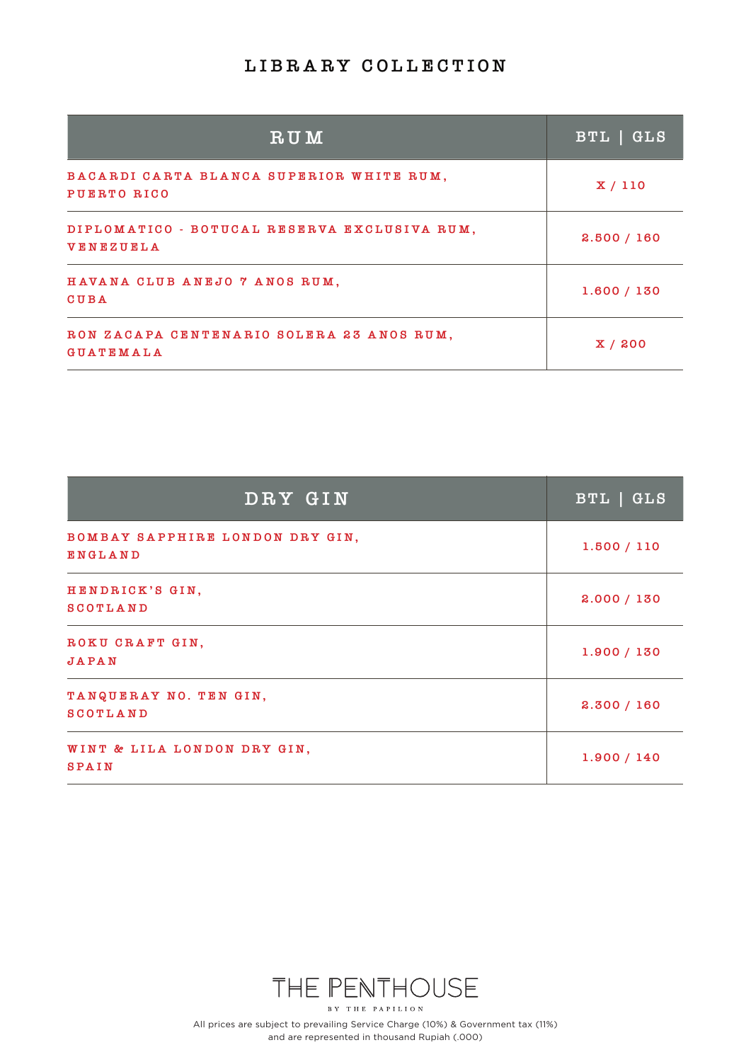# LIBRARY COLLECTION

| RUM | BTL \| GLS |
|---|---|
| BACARDI CARTA BLANCA SUPERIOR WHITE RUM, PUERTO RICO | X / 110 |
| DIPLOMATICO - BOTUCAL RESERVA EXCLUSIVA RUM, VENEZUELA | 2.500 / 160 |
| HAVANA CLUB ANEJO 7 ANOS RUM, CUBA | 1.600 / 130 |
| RON ZACAPA CENTENARIO SOLERA 23 ANOS RUM, GUATEMALA | X / 200 |

| DRY GIN | BTL \| GLS |
|---|---|
| BOMBAY SAPPHIRE LONDON DRY GIN, ENGLAND | 1.500 / 110 |
| HENDRICK'S GIN, SCOTLAND | 2.000 / 130 |
| ROKU CRAFT GIN, JAPAN | 1.900 / 130 |
| TANQUERAY NO. TEN GIN, SCOTLAND | 2.300 / 160 |
| WINT & LILA LONDON DRY GIN, SPAIN | 1.900 / 140 |

THE PENTHOUSE

BY THE PAPILION

All prices are subject to prevailing Service Charge (10%) & Government tax (11%) and are represented in thousand Rupiah (.000)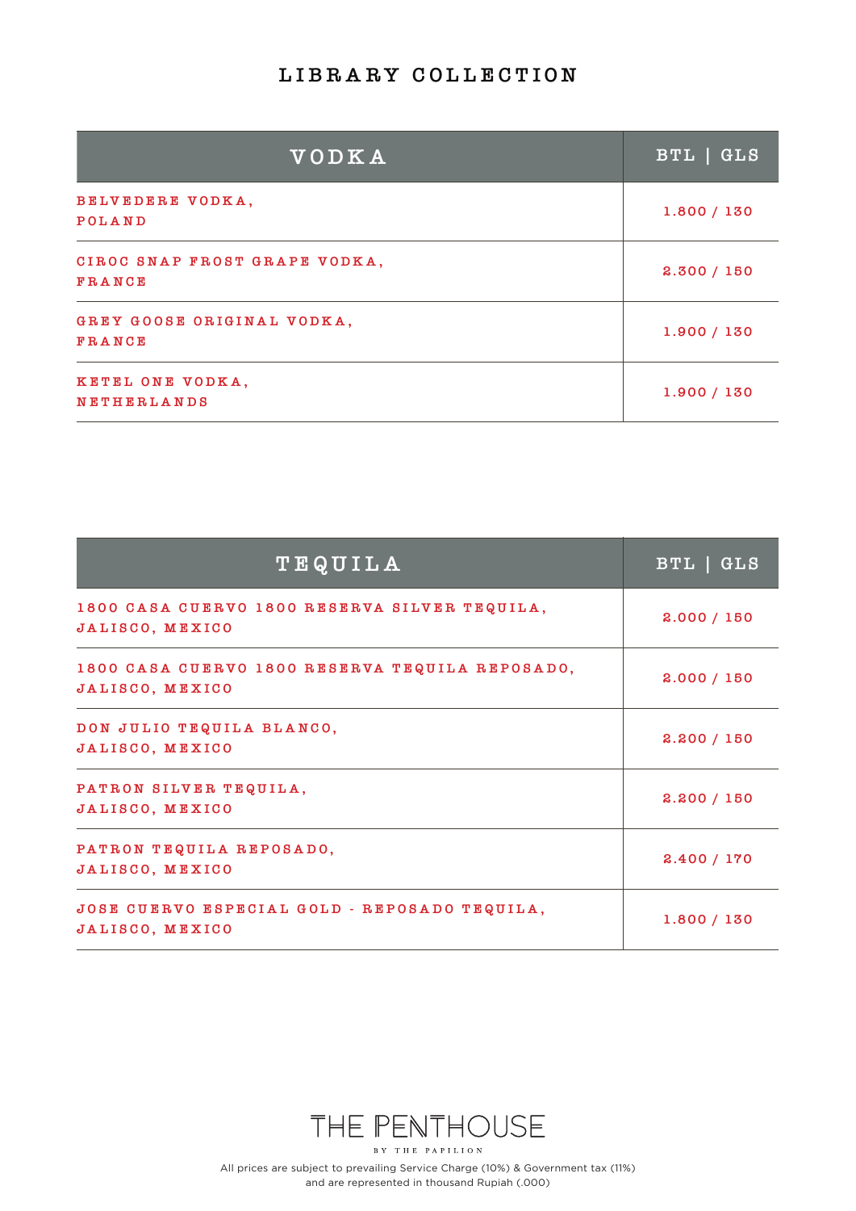# LIBRARY COLLECTION

| VODKA | BTL \| GLS |
|---|---|
| BELVEDERE VODKA, POLAND | 1.800 / 130 |
| CIROC SNAP FROST GRAPE VODKA, FRANCE | 2.300 / 150 |
| GREY GOOSE ORIGINAL VODKA, FRANCE | 1.900 / 130 |
| KETEL ONE VODKA, NETHERLANDS | 1.900 / 130 |

| TEQUILA | BTL \| GLS |
|---|---|
| 1800 CASA CUERVO 1800 RESERVA SILVER TEQUILA, JALISCO, MEXICO | 2.000 / 150 |
| 1800 CASA CUERVO 1800 RESERVA TEQUILA REPOSADO, JALISCO, MEXICO | 2.000 / 150 |
| DON JULIO TEQUILA BLANCO, JALISCO, MEXICO | 2.200 / 150 |
| PATRON SILVER TEQUILA, JALISCO, MEXICO | 2.200 / 150 |
| PATRON TEQUILA REPOSADO, JALISCO, MEXICO | 2.400 / 170 |
| JOSE CUERVO ESPECIAL GOLD - REPOSADO TEQUILA, JALISCO, MEXICO | 1.800 / 130 |

THE PENTHOUSE

BY THE PAPILION

All prices are subject to prevailing Service Charge (10%) & Government tax (11%) and are represented in thousand Rupiah (.000)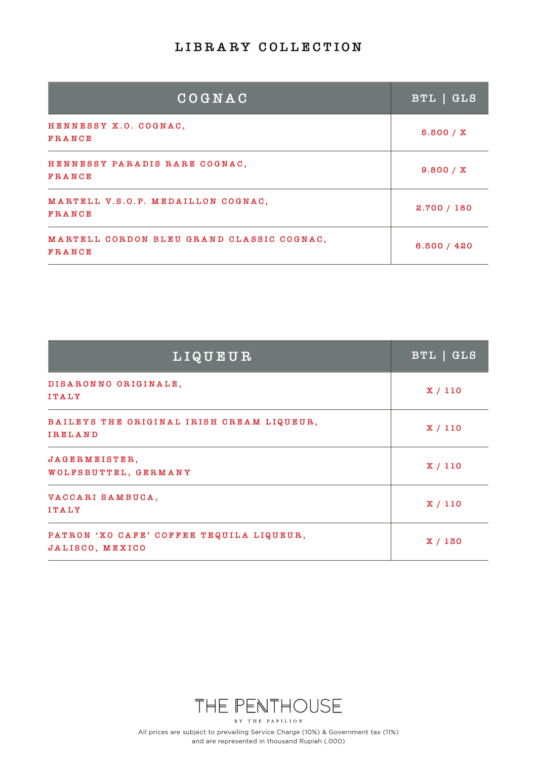# LIBRARY COLLECTION

| COGNAC | BTL \| GLS |
|---|---|
| HENNESSY X.O. COGNAC, FRANCE | 5.500 / X |
| HENNESSY PARADIS RARE COGNAC, FRANCE | 9.800 / X |
| MARTELL V.S.O.P. MEDAILLON COGNAC, FRANCE | 2.700 / 180 |
| MARTELL CORDON BLEU GRAND CLASSIC COGNAC, FRANCE | 6.500 / 420 |

| LIQUEUR | BTL \| GLS |
|---|---|
| DISARONNO ORIGINALE, ITALY | X / 110 |
| BAILEYS THE ORIGINAL IRISH CREAM LIQUEUR, IRELAND | X / 110 |
| JAGERMEISTER, WOLFSBUTTEL, GERMANY | X / 110 |
| VACCARI SAMBUCA, ITALY | X / 110 |
| PATRON 'XO CAFE' COFFEE TEQUILA LIQUEUR, JALISCO, MEXICO | X / 130 |

THE PENTHOUSE

BY THE PAPILION

All prices are subject to prevailing Service Charge (10%) & Government tax (11%) and are represented in thousand Rupiah (.000)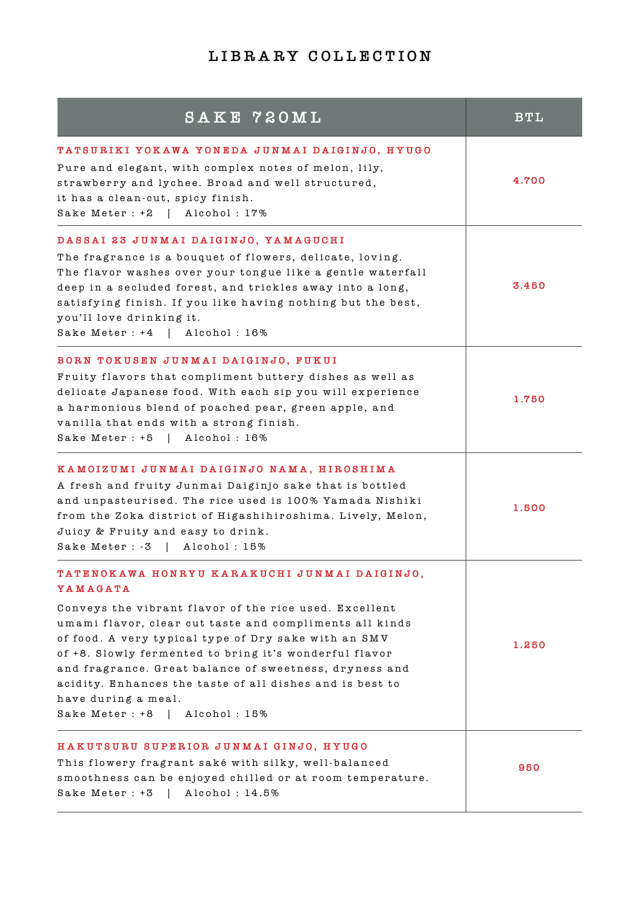# LIBRARY COLLECTION

| SAKE 720ML | BTL |
|---|---|
| **TATSURIKI YOKAWA YONEDA JUNMAI DAIGINJO, HYUGO**<br>Pure and elegant, with complex notes of melon, lily, strawberry and lychee. Broad and well structured, it has a clean-cut, spicy finish.<br>Sake Meter : +2 \| Alcohol : 17% | 4.700 |
| **DASSAI 23 JUNMAI DAIGINJO, YAMAGUCHI**<br>The fragrance is a bouquet of flowers, delicate, loving. The flavor washes over your tongue like a gentle waterfall deep in a secluded forest, and trickles away into a long, satisfying finish. If you like having nothing but the best, you'll love drinking it.<br>Sake Meter : +4 \| Alcohol : 16% | 3.450 |
| **BORN TOKUSEN JUNMAI DAIGINJO, FUKUI**<br>Fruity flavors that compliment buttery dishes as well as delicate Japanese food. With each sip you will experience a harmonious blend of poached pear, green apple, and vanilla that ends with a strong finish.<br>Sake Meter : +5 \| Alcohol : 16% | 1.750 |
| **KAMOIZUMI JUNMAI DAIGINJO NAMA, HIROSHIMA**<br>A fresh and fruity Junmai Daiginjo sake that is bottled and unpasteurised. The rice used is 100% Yamada Nishiki from the Zoka district of Higashihiroshima. Lively, Melon, Juicy & Fruity and easy to drink.<br>Sake Meter : -3 \| Alcohol : 15% | 1.500 |
| **TATENOKAWA HONRYU KARAKUCHI JUNMAI DAIGINJO, YAMAGATA**<br>Conveys the vibrant flavor of the rice used. Excellent umami flavor, clear cut taste and compliments all kinds of food. A very typical type of Dry sake with an SMV of +8. Slowly fermented to bring it's wonderful flavor and fragrance. Great balance of sweetness, dryness and acidity. Enhances the taste of all dishes and is best to have during a meal.<br>Sake Meter : +8 \| Alcohol : 15% | 1.250 |
| **HAKUTSURU SUPERIOR JUNMAI GINJO, HYUGO**<br>This flowery fragrant saké with silky, well-balanced smoothness can be enjoyed chilled or at room temperature.<br>Sake Meter : +3 \| Alcohol : 14.5% | 950 |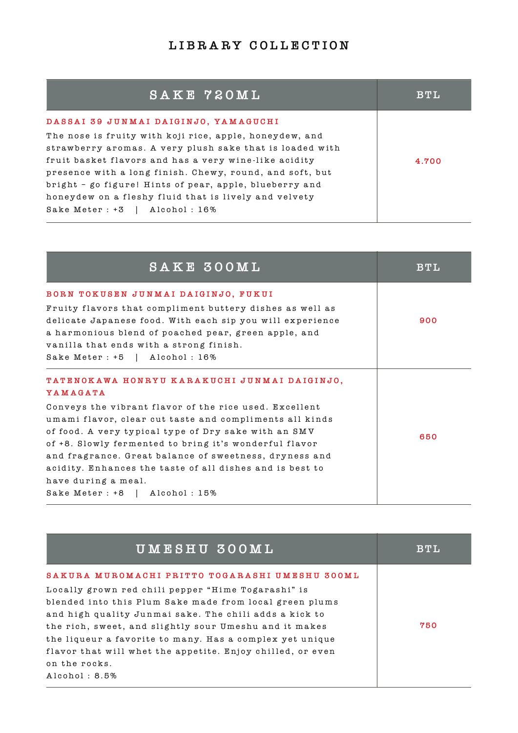# LIBRARY COLLECTION

| SAKE 720ML | BTL |
|---|---|
| **DASSAI 39 JUNMAI DAIGINJO, YAMAGUCHI**<br>The nose is fruity with koji rice, apple, honeydew, and strawberry aromas. A very plush sake that is loaded with fruit basket flavors and has a very wine-like acidity presence with a long finish. Chewy, round, and soft, but bright - go figure! Hints of pear, apple, blueberry and honeydew on a fleshy fluid that is lively and velvety<br>Sake Meter : +3 \| Alcohol : 16% | 4.700 |

| SAKE 300ML | BTL |
|---|---|
| **BORN TOKUSEN JUNMAI DAIGINJO, FUKUI**<br>Fruity flavors that compliment buttery dishes as well as delicate Japanese food. With each sip you will experience a harmonious blend of poached pear, green apple, and vanilla that ends with a strong finish.<br>Sake Meter : +5 \| Alcohol : 16% | 900 |
| **TATENOKAWA HONRYU KARAKUCHI JUNMAI DAIGINJO, YAMAGATA**<br>Conveys the vibrant flavor of the rice used. Excellent umami flavor, clear cut taste and compliments all kinds of food. A very typical type of Dry sake with an SMV of +8. Slowly fermented to bring it's wonderful flavor and fragrance. Great balance of sweetness, dryness and acidity. Enhances the taste of all dishes and is best to have during a meal.<br>Sake Meter : +8 \| Alcohol : 15% | 650 |

| UMESHU 300ML | BTL |
|---|---|
| **SAKURA MUROMACHI PRITTO TOGARASHI UMESHU 300ML**<br>Locally grown red chili pepper "Hime Togarashi" is blended into this Plum Sake made from local green plums and high quality Junmai sake. The chili adds a kick to the rich, sweet, and slightly sour Umeshu and it makes the liqueur a favorite to many. Has a complex yet unique flavor that will whet the appetite. Enjoy chilled, or even on the rocks.<br>Alcohol : 8.5% | 750 |